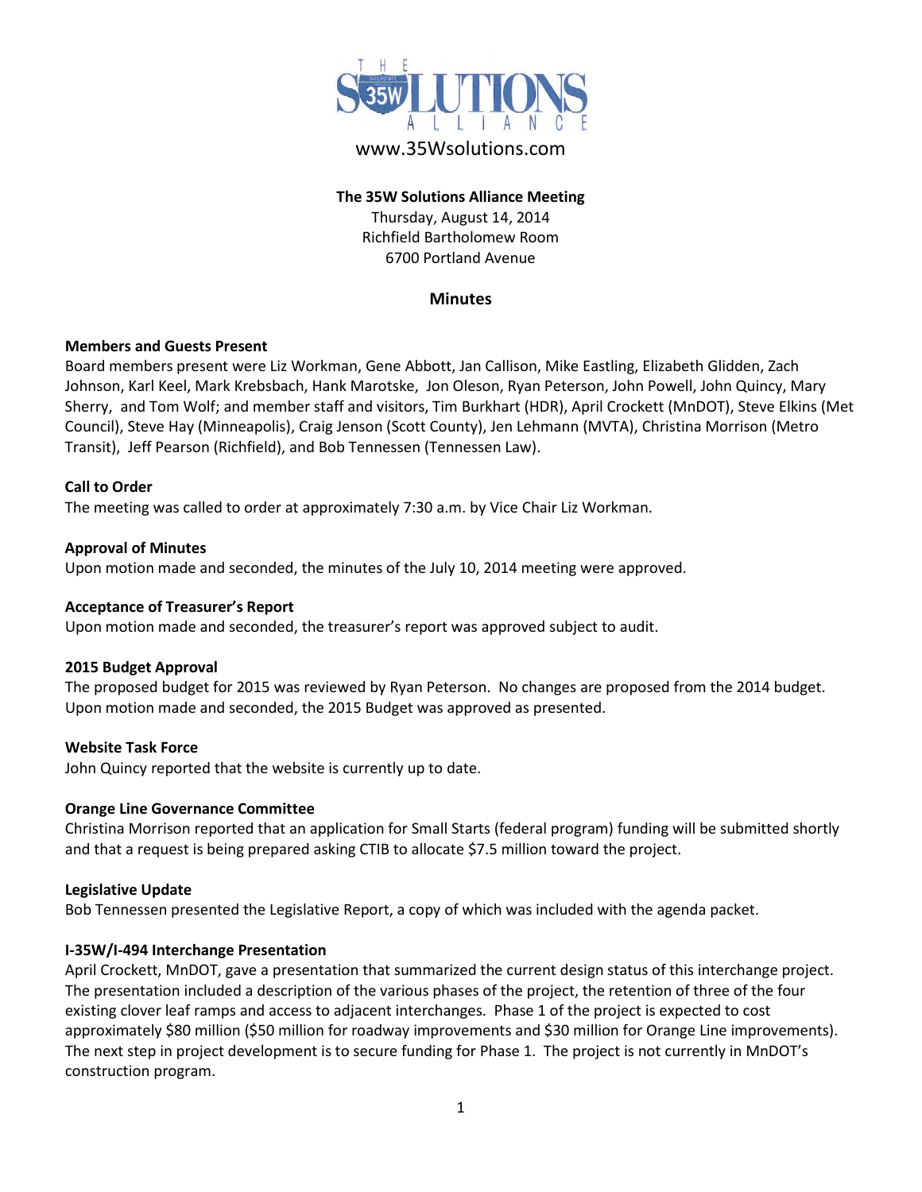THE 35W SOLUTIONS ALLIANCE

www.35Wsolutions.com

**The 35W Solutions Alliance Meeting**
Thursday, August 14, 2014
Richfield Bartholomew Room
6700 Portland Avenue

## Minutes

**Members and Guests Present**

Board members present were Liz Workman, Gene Abbott, Jan Callison, Mike Eastling, Elizabeth Glidden, Zach Johnson, Karl Keel, Mark Krebsbach, Hank Marotske, Jon Oleson, Ryan Peterson, John Powell, John Quincy, Mary Sherry, and Tom Wolf; and member staff and visitors, Tim Burkhart (HDR), April Crockett (MnDOT), Steve Elkins (Met Council), Steve Hay (Minneapolis), Craig Jenson (Scott County), Jen Lehmann (MVTA), Christina Morrison (Metro Transit), Jeff Pearson (Richfield), and Bob Tennessen (Tennessen Law).

**Call to Order**

The meeting was called to order at approximately 7:30 a.m. by Vice Chair Liz Workman.

**Approval of Minutes**

Upon motion made and seconded, the minutes of the July 10, 2014 meeting were approved.

**Acceptance of Treasurer's Report**

Upon motion made and seconded, the treasurer's report was approved subject to audit.

**2015 Budget Approval**

The proposed budget for 2015 was reviewed by Ryan Peterson. No changes are proposed from the 2014 budget. Upon motion made and seconded, the 2015 Budget was approved as presented.

**Website Task Force**

John Quincy reported that the website is currently up to date.

**Orange Line Governance Committee**

Christina Morrison reported that an application for Small Starts (federal program) funding will be submitted shortly and that a request is being prepared asking CTIB to allocate $7.5 million toward the project.

**Legislative Update**

Bob Tennessen presented the Legislative Report, a copy of which was included with the agenda packet.

**I-35W/I-494 Interchange Presentation**

April Crockett, MnDOT, gave a presentation that summarized the current design status of this interchange project. The presentation included a description of the various phases of the project, the retention of three of the four existing clover leaf ramps and access to adjacent interchanges. Phase 1 of the project is expected to cost approximately $80 million ($50 million for roadway improvements and $30 million for Orange Line improvements). The next step in project development is to secure funding for Phase 1. The project is not currently in MnDOT's construction program.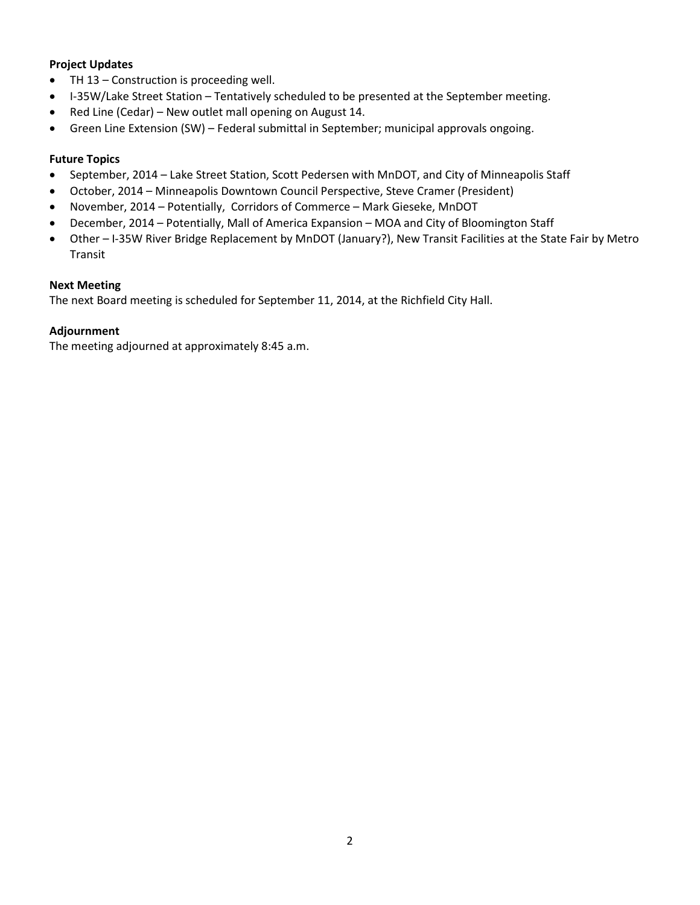**Project Updates**

- TH 13 – Construction is proceeding well.
- I-35W/Lake Street Station – Tentatively scheduled to be presented at the September meeting.
- Red Line (Cedar) – New outlet mall opening on August 14.
- Green Line Extension (SW) – Federal submittal in September; municipal approvals ongoing.

**Future Topics**

- September, 2014 – Lake Street Station, Scott Pedersen with MnDOT, and City of Minneapolis Staff
- October, 2014 – Minneapolis Downtown Council Perspective, Steve Cramer (President)
- November, 2014 – Potentially, Corridors of Commerce – Mark Gieseke, MnDOT
- December, 2014 – Potentially, Mall of America Expansion – MOA and City of Bloomington Staff
- Other – I-35W River Bridge Replacement by MnDOT (January?), New Transit Facilities at the State Fair by Metro Transit

**Next Meeting**

The next Board meeting is scheduled for September 11, 2014, at the Richfield City Hall.

**Adjournment**

The meeting adjourned at approximately 8:45 a.m.